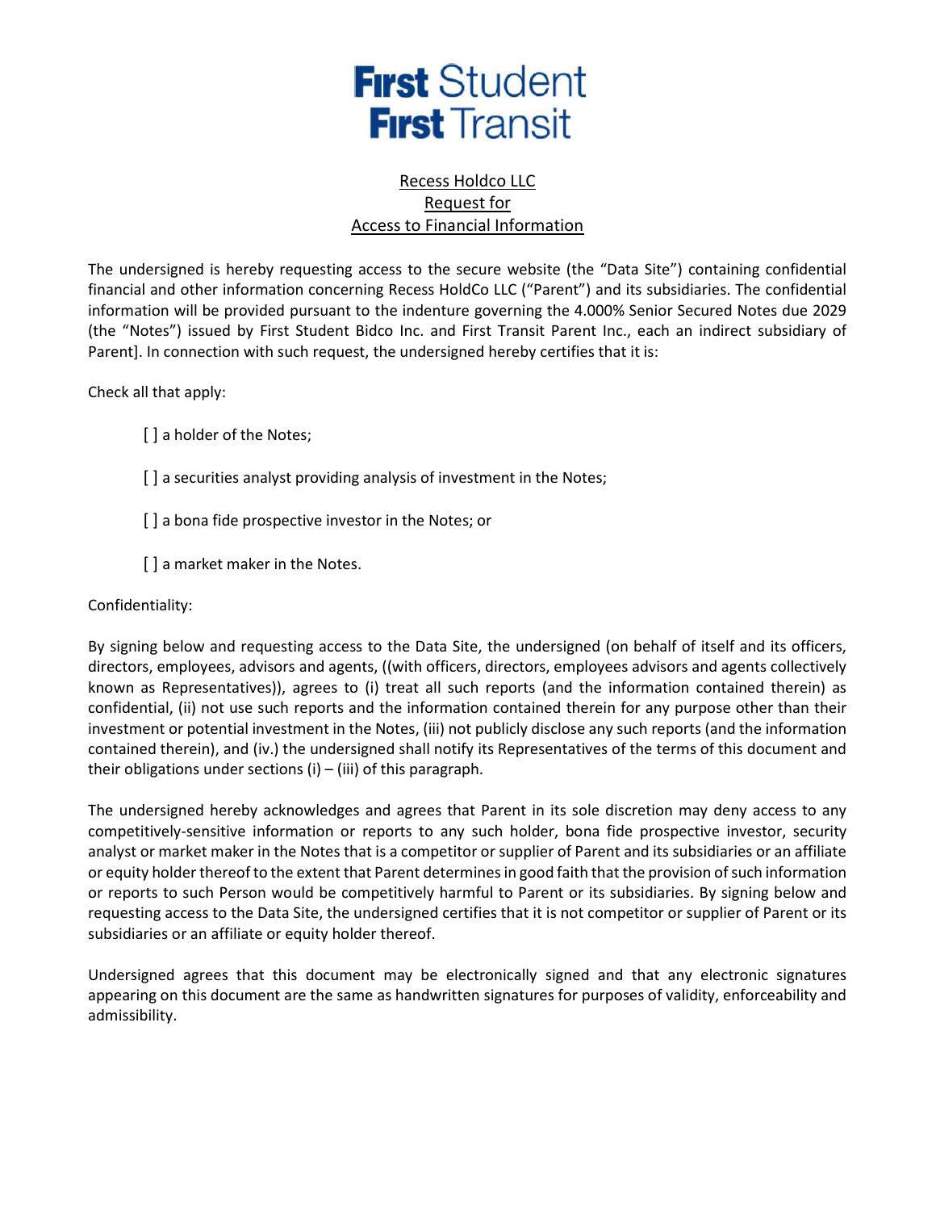**First** Student
**First** Transit

Recess Holdco LLC
Request for
Access to Financial Information

The undersigned is hereby requesting access to the secure website (the "Data Site") containing confidential financial and other information concerning Recess HoldCo LLC ("Parent") and its subsidiaries. The confidential information will be provided pursuant to the indenture governing the 4.000% Senior Secured Notes due 2029 (the "Notes") issued by First Student Bidco Inc. and First Transit Parent Inc., each an indirect subsidiary of Parent]. In connection with such request, the undersigned hereby certifies that it is:

Check all that apply:

[ ] a holder of the Notes;

[ ] a securities analyst providing analysis of investment in the Notes;

[ ] a bona fide prospective investor in the Notes; or

[ ] a market maker in the Notes.

Confidentiality:

By signing below and requesting access to the Data Site, the undersigned (on behalf of itself and its officers, directors, employees, advisors and agents, ((with officers, directors, employees advisors and agents collectively known as Representatives)), agrees to (i) treat all such reports (and the information contained therein) as confidential, (ii) not use such reports and the information contained therein for any purpose other than their investment or potential investment in the Notes, (iii) not publicly disclose any such reports (and the information contained therein), and (iv.) the undersigned shall notify its Representatives of the terms of this document and their obligations under sections (i) – (iii) of this paragraph.

The undersigned hereby acknowledges and agrees that Parent in its sole discretion may deny access to any competitively-sensitive information or reports to any such holder, bona fide prospective investor, security analyst or market maker in the Notes that is a competitor or supplier of Parent and its subsidiaries or an affiliate or equity holder thereof to the extent that Parent determines in good faith that the provision of such information or reports to such Person would be competitively harmful to Parent or its subsidiaries. By signing below and requesting access to the Data Site, the undersigned certifies that it is not competitor or supplier of Parent or its subsidiaries or an affiliate or equity holder thereof.

Undersigned agrees that this document may be electronically signed and that any electronic signatures appearing on this document are the same as handwritten signatures for purposes of validity, enforceability and admissibility.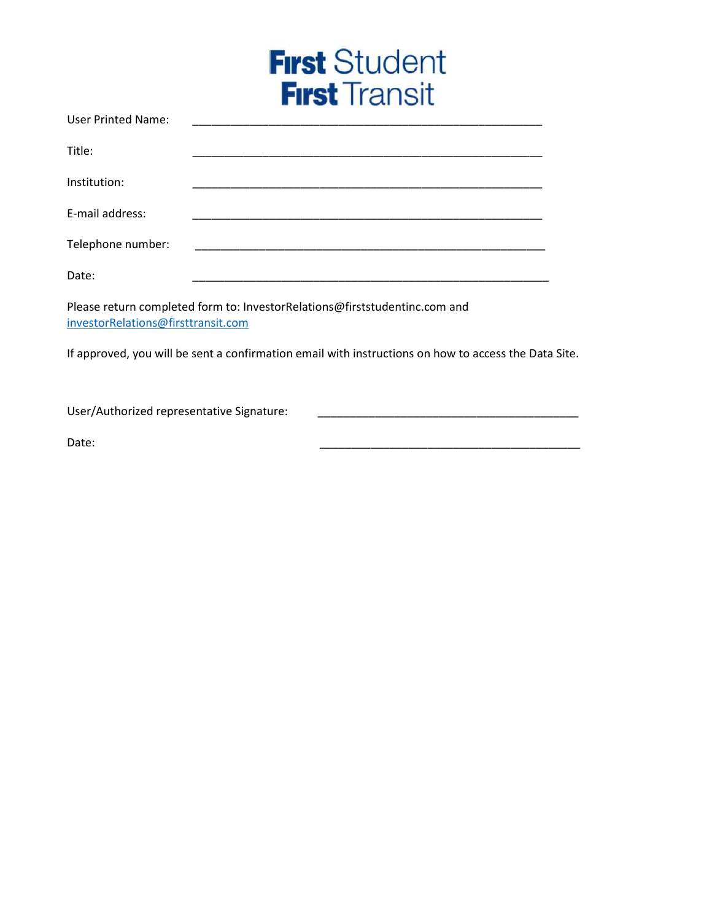# First Student
# First Transit

User Printed Name: ______________________________________________________

Title: ______________________________________________________

Institution: ______________________________________________________

E-mail address: ______________________________________________________

Telephone number: ______________________________________________________

Date: ______________________________________________________

Please return completed form to: InvestorRelations@firststudentinc.com and investorRelations@firsttransit.com

If approved, you will be sent a confirmation email with instructions on how to access the Data Site.

User/Authorized representative Signature: ________________________________________

Date: ________________________________________